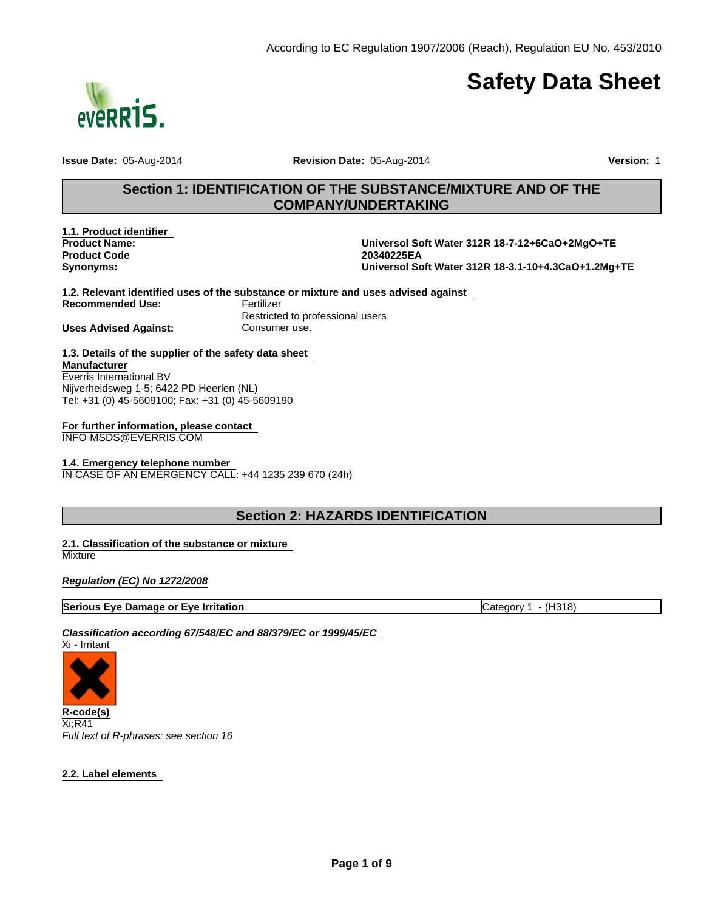According to EC Regulation 1907/2006 (Reach), Regulation EU No. 453/2010

# Safety Data Sheet

**Issue Date:** 05-Aug-2014 **Revision Date:** 05-Aug-2014 **Version:** 1

## Section 1: IDENTIFICATION OF THE SUBSTANCE/MIXTURE AND OF THE COMPANY/UNDERTAKING

### 1.1. Product identifier

| | |
|---|---|
| **Product Name:** | **Universol Soft Water 312R 18-7-12+6CaO+2MgO+TE** |
| **Product Code** | **20340225EA** |
| **Synonyms:** | **Universol Soft Water 312R 18-3.1-10+4.3CaO+1.2Mg+TE** |

### 1.2. Relevant identified uses of the substance or mixture and uses advised against

| | |
|---|---|
| **Recommended Use:** | Fertilizer<br>Restricted to professional users |
| **Uses Advised Against:** | Consumer use. |

### 1.3. Details of the supplier of the safety data sheet

**Manufacturer**
Everris International BV
Nijverheidsweg 1-5; 6422 PD Heerlen (NL)
Tel: +31 (0) 45-5609100; Fax: +31 (0) 45-5609190

**For further information, please contact**
INFO-MSDS@EVERRIS.COM

### 1.4. Emergency telephone number

IN CASE OF AN EMERGENCY CALL: +44 1235 239 670 (24h)

## Section 2: HAZARDS IDENTIFICATION

### 2.1. Classification of the substance or mixture

Mixture

***Regulation (EC) No 1272/2008***

| | |
|---|---|
| **Serious Eye Damage or Eye Irritation** | Category 1 - (H318) |

***Classification according 67/548/EC and 88/379/EC or 1999/45/EC***

Xi - Irritant

**R-code(s)**
Xi;R41
*Full text of R-phrases: see section 16*

### 2.2. Label elements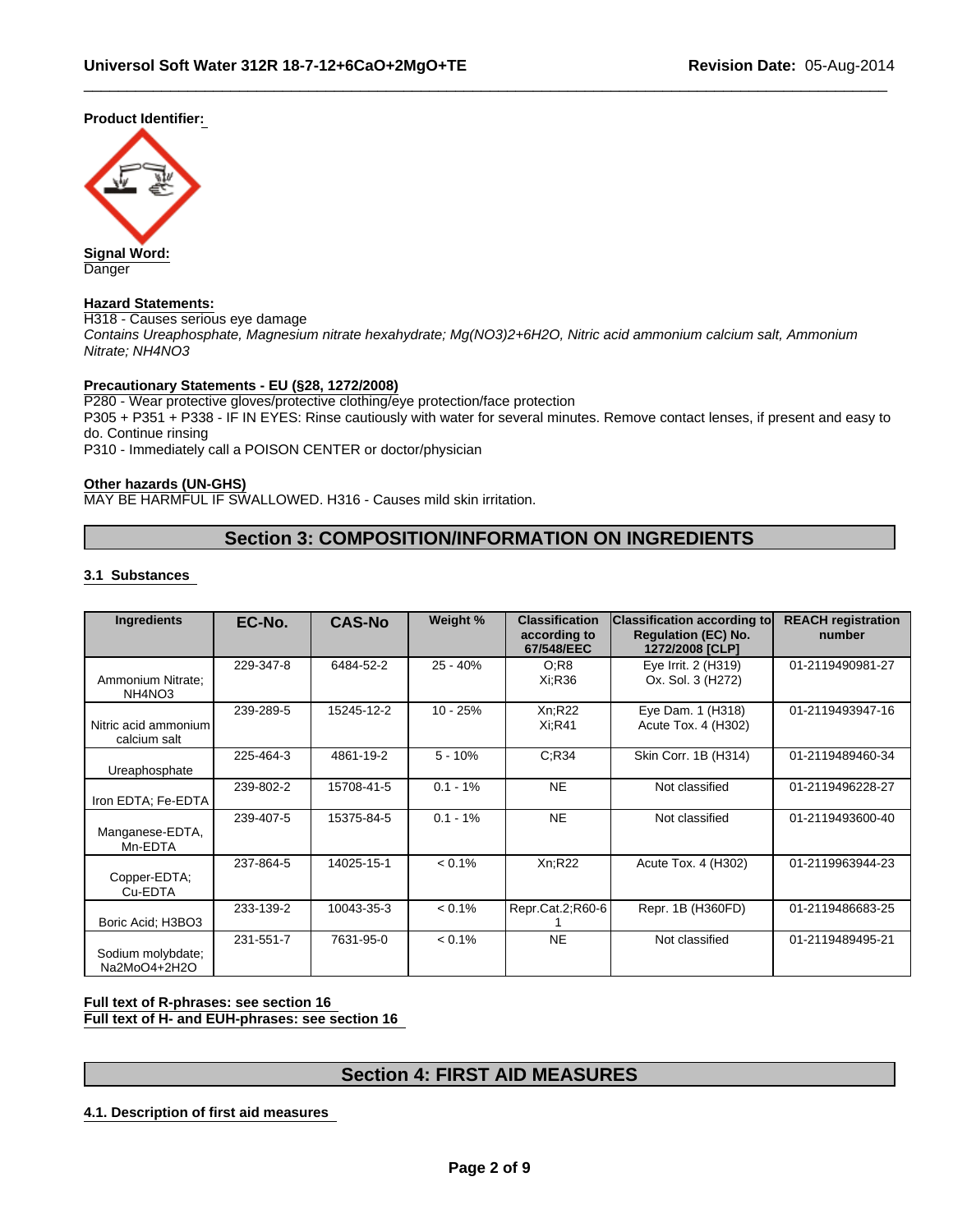**Product Identifier:**

**Signal Word:**
Danger

**Hazard Statements:**
H318 - Causes serious eye damage
*Contains Ureaphosphate, Magnesium nitrate hexahydrate; Mg(NO3)2+6H2O, Nitric acid ammonium calcium salt, Ammonium Nitrate; NH4NO3*

**Precautionary Statements - EU (§28, 1272/2008)**
P280 - Wear protective gloves/protective clothing/eye protection/face protection
P305 + P351 + P338 - IF IN EYES: Rinse cautiously with water for several minutes. Remove contact lenses, if present and easy to do. Continue rinsing
P310 - Immediately call a POISON CENTER or doctor/physician

**Other hazards (UN-GHS)**
MAY BE HARMFUL IF SWALLOWED. H316 - Causes mild skin irritation.

## Section 3: COMPOSITION/INFORMATION ON INGREDIENTS

### 3.1 Substances

| Ingredients | EC-No. | CAS-No | Weight % | Classification according to 67/548/EEC | Classification according to Regulation (EC) No. 1272/2008 [CLP] | REACH registration number |
|---|---|---|---|---|---|---|
| Ammonium Nitrate; NH4NO3 | 229-347-8 | 6484-52-2 | 25 - 40% | O;R8 Xi;R36 | Eye Irrit. 2 (H319) Ox. Sol. 3 (H272) | 01-2119490981-27 |
| Nitric acid ammonium calcium salt | 239-289-5 | 15245-12-2 | 10 - 25% | Xn;R22 Xi;R41 | Eye Dam. 1 (H318) Acute Tox. 4 (H302) | 01-2119493947-16 |
| Ureaphosphate | 225-464-3 | 4861-19-2 | 5 - 10% | C;R34 | Skin Corr. 1B (H314) | 01-2119489460-34 |
| Iron EDTA; Fe-EDTA | 239-802-2 | 15708-41-5 | 0.1 - 1% | NE | Not classified | 01-2119496228-27 |
| Manganese-EDTA, Mn-EDTA | 239-407-5 | 15375-84-5 | 0.1 - 1% | NE | Not classified | 01-2119493600-40 |
| Copper-EDTA; Cu-EDTA | 237-864-5 | 14025-15-1 | < 0.1% | Xn;R22 | Acute Tox. 4 (H302) | 01-2119963944-23 |
| Boric Acid; H3BO3 | 233-139-2 | 10043-35-3 | < 0.1% | Repr.Cat.2;R60-61 | Repr. 1B (H360FD) | 01-2119486683-25 |
| Sodium molybdate; Na2MoO4+2H2O | 231-551-7 | 7631-95-0 | < 0.1% | NE | Not classified | 01-2119489495-21 |

**Full text of R-phrases: see section 16**
**Full text of H- and EUH-phrases: see section 16**

## Section 4: FIRST AID MEASURES

### 4.1. Description of first aid measures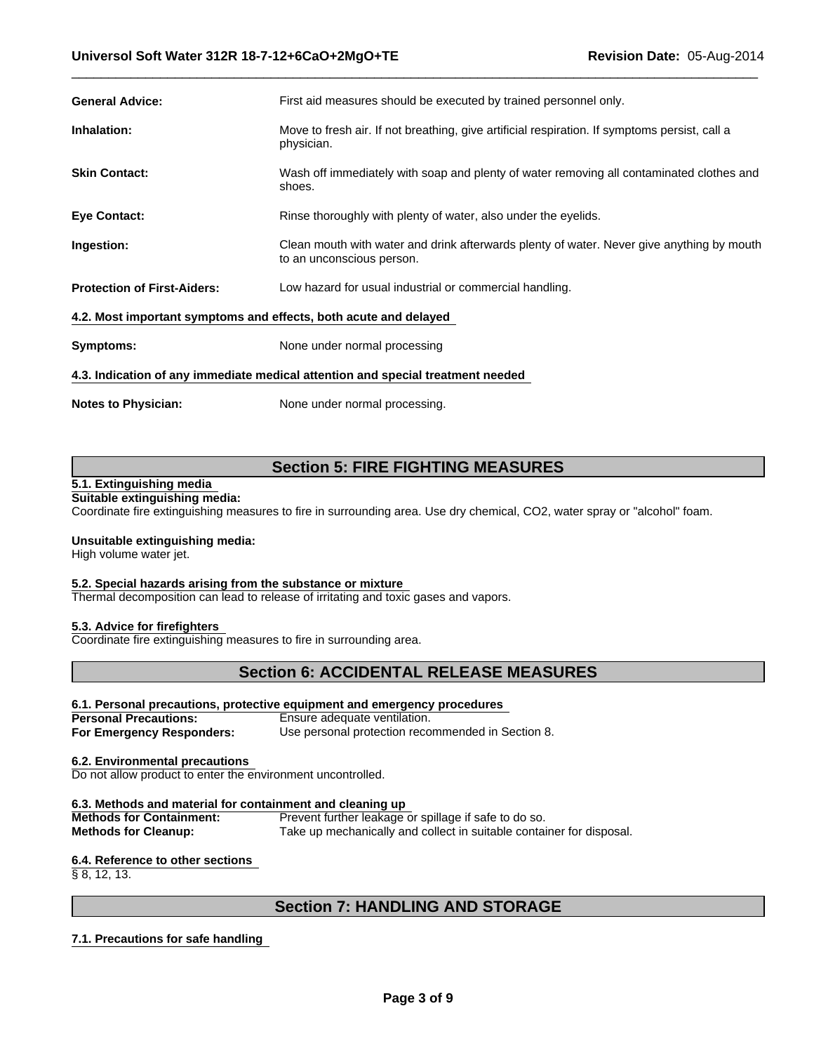**General Advice:** First aid measures should be executed by trained personnel only.

**Inhalation:** Move to fresh air. If not breathing, give artificial respiration. If symptoms persist, call a physician.

**Skin Contact:** Wash off immediately with soap and plenty of water removing all contaminated clothes and shoes.

**Eye Contact:** Rinse thoroughly with plenty of water, also under the eyelids.

**Ingestion:** Clean mouth with water and drink afterwards plenty of water. Never give anything by mouth to an unconscious person.

**Protection of First-Aiders:** Low hazard for usual industrial or commercial handling.

### 4.2. Most important symptoms and effects, both acute and delayed

**Symptoms:** None under normal processing

### 4.3. Indication of any immediate medical attention and special treatment needed

**Notes to Physician:** None under normal processing.

## Section 5: FIRE FIGHTING MEASURES

### 5.1. Extinguishing media

**Suitable extinguishing media:**
Coordinate fire extinguishing measures to fire in surrounding area. Use dry chemical, $CO_2$, water spray or "alcohol" foam.

**Unsuitable extinguishing media:**
High volume water jet.

### 5.2. Special hazards arising from the substance or mixture

Thermal decomposition can lead to release of irritating and toxic gases and vapors.

### 5.3. Advice for firefighters

Coordinate fire extinguishing measures to fire in surrounding area.

## Section 6: ACCIDENTAL RELEASE MEASURES

### 6.1. Personal precautions, protective equipment and emergency procedures

**Personal Precautions:** Ensure adequate ventilation.
**For Emergency Responders:** Use personal protection recommended in Section 8.

### 6.2. Environmental precautions

Do not allow product to enter the environment uncontrolled.

### 6.3. Methods and material for containment and cleaning up

**Methods for Containment:** Prevent further leakage or spillage if safe to do so.
**Methods for Cleanup:** Take up mechanically and collect in suitable container for disposal.

### 6.4. Reference to other sections

§ 8, 12, 13.

## Section 7: HANDLING AND STORAGE

### 7.1. Precautions for safe handling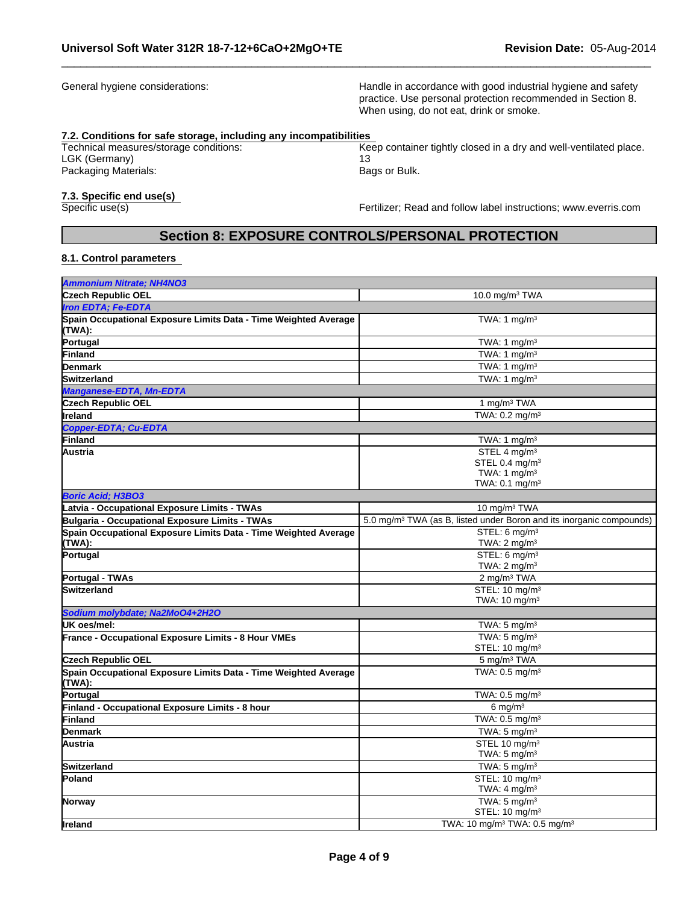| General hygiene considerations: | Handle in accordance with good industrial hygiene and safety practice. Use personal protection recommended in Section 8. When using, do not eat, drink or smoke. |
|---|---|

### 7.2. Conditions for safe storage, including any incompatibilities

| Technical measures/storage conditions: | Keep container tightly closed in a dry and well-ventilated place. |
|---|---|
| LGK (Germany) | 13 |
| Packaging Materials: | Bags or Bulk. |

### 7.3. Specific end use(s)

| Specific use(s) | Fertilizer; Read and follow label instructions; www.everris.com |
|---|---|

## Section 8: EXPOSURE CONTROLS/PERSONAL PROTECTION

### 8.1. Control parameters

| *Ammonium Nitrate; NH4NO3* | |
|---|---|
| **Czech Republic OEL** | 10.0 mg/m³ TWA |
| *Iron EDTA; Fe-EDTA* | |
| **Spain Occupational Exposure Limits Data - Time Weighted Average (TWA):** | TWA: 1 mg/m³ |
| **Portugal** | TWA: 1 mg/m³ |
| **Finland** | TWA: 1 mg/m³ |
| **Denmark** | TWA: 1 mg/m³ |
| **Switzerland** | TWA: 1 mg/m³ |
| *Manganese-EDTA, Mn-EDTA* | |
| **Czech Republic OEL** | 1 mg/m³ TWA |
| **Ireland** | TWA: 0.2 mg/m³ |
| *Copper-EDTA; Cu-EDTA* | |
| **Finland** | TWA: 1 mg/m³ |
| **Austria** | STEL 4 mg/m³<br>STEL 0.4 mg/m³<br>TWA: 1 mg/m³<br>TWA: 0.1 mg/m³ |
| *Boric Acid; H3BO3* | |
| **Latvia - Occupational Exposure Limits - TWAs** | 10 mg/m³ TWA |
| **Bulgaria - Occupational Exposure Limits - TWAs** | 5.0 mg/m³ TWA (as B, listed under Boron and its inorganic compounds) |
| **Spain Occupational Exposure Limits Data - Time Weighted Average (TWA):** | STEL: 6 mg/m³<br>TWA: 2 mg/m³ |
| **Portugal** | STEL: 6 mg/m³<br>TWA: 2 mg/m³ |
| **Portugal - TWAs** | 2 mg/m³ TWA |
| **Switzerland** | STEL: 10 mg/m³<br>TWA: 10 mg/m³ |
| *Sodium molybdate; Na2MoO4+2H2O* | |
| **UK oes/mel:** | TWA: 5 mg/m³ |
| **France - Occupational Exposure Limits - 8 Hour VMEs** | TWA: 5 mg/m³<br>STEL: 10 mg/m³ |
| **Czech Republic OEL** | 5 mg/m³ TWA |
| **Spain Occupational Exposure Limits Data - Time Weighted Average (TWA):** | TWA: 0.5 mg/m³ |
| **Portugal** | TWA: 0.5 mg/m³ |
| **Finland - Occupational Exposure Limits - 8 hour** | 6 mg/m³ |
| **Finland** | TWA: 0.5 mg/m³ |
| **Denmark** | TWA: 5 mg/m³ |
| **Austria** | STEL 10 mg/m³<br>TWA: 5 mg/m³ |
| **Switzerland** | TWA: 5 mg/m³ |
| **Poland** | STEL: 10 mg/m³<br>TWA: 4 mg/m³ |
| **Norway** | TWA: 5 mg/m³<br>STEL: 10 mg/m³ |
| **Ireland** | TWA: 10 mg/m³ TWA: 0.5 mg/m³ |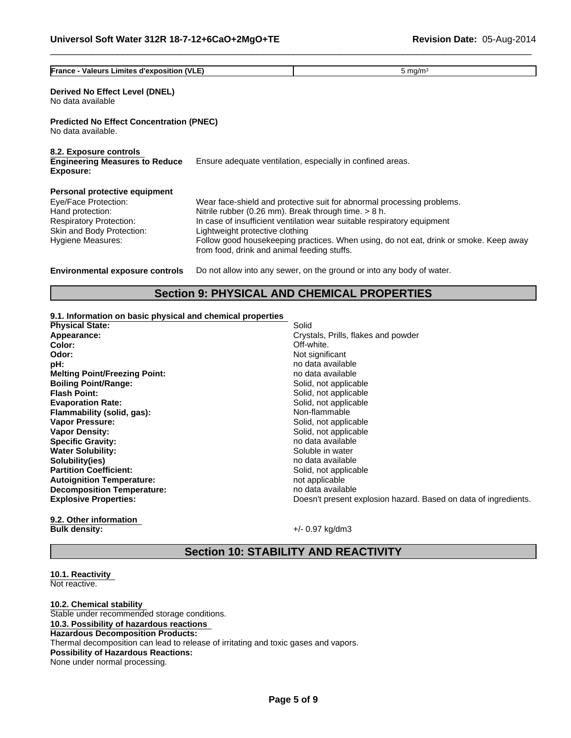| France - Valeurs Limites d'exposition (VLE) | 5 mg/m³ |
|---|---|

**Derived No Effect Level (DNEL)**
No data available

**Predicted No Effect Concentration (PNEC)**
No data available.

**8.2. Exposure controls**

**Engineering Measures to Reduce Exposure:** Ensure adequate ventilation, especially in confined areas.

**Personal protective equipment**

| | |
|---|---|
| Eye/Face Protection: | Wear face-shield and protective suit for abnormal processing problems. |
| Hand protection: | Nitrile rubber (0.26 mm). Break through time. > 8 h. |
| Respiratory Protection: | In case of insufficient ventilation wear suitable respiratory equipment |
| Skin and Body Protection: | Lightweight protective clothing |
| Hygiene Measures: | Follow good housekeeping practices. When using, do not eat, drink or smoke. Keep away from food, drink and animal feeding stuffs. |

**Environmental exposure controls** Do not allow into any sewer, on the ground or into any body of water.

## Section 9: PHYSICAL AND CHEMICAL PROPERTIES

**9.1. Information on basic physical and chemical properties**

| | |
|---|---|
| **Physical State:** | Solid |
| **Appearance:** | Crystals, Prills, flakes and powder |
| **Color:** | Off-white. |
| **Odor:** | Not significant |
| **pH:** | no data available |
| **Melting Point/Freezing Point:** | no data available |
| **Boiling Point/Range:** | Solid, not applicable |
| **Flash Point:** | Solid, not applicable |
| **Evaporation Rate:** | Solid, not applicable |
| **Flammability (solid, gas):** | Non-flammable |
| **Vapor Pressure:** | Solid, not applicable |
| **Vapor Density:** | Solid, not applicable |
| **Specific Gravity:** | no data available |
| **Water Solubility:** | Soluble in water |
| **Solubility(ies)** | no data available |
| **Partition Coefficient:** | Solid, not applicable |
| **Autoignition Temperature:** | not applicable |
| **Decomposition Temperature:** | no data available |
| **Explosive Properties:** | Doesn't present explosion hazard. Based on data of ingredients. |

**9.2. Other information**

| | |
|---|---|
| **Bulk density:** | +/- 0.97 kg/dm3 |

## Section 10: STABILITY AND REACTIVITY

**10.1. Reactivity**
Not reactive.

**10.2. Chemical stability**
Stable under recommended storage conditions.

**10.3. Possibility of hazardous reactions**

**Hazardous Decomposition Products:**
Thermal decomposition can lead to release of irritating and toxic gases and vapors.

**Possibility of Hazardous Reactions:**
None under normal processing.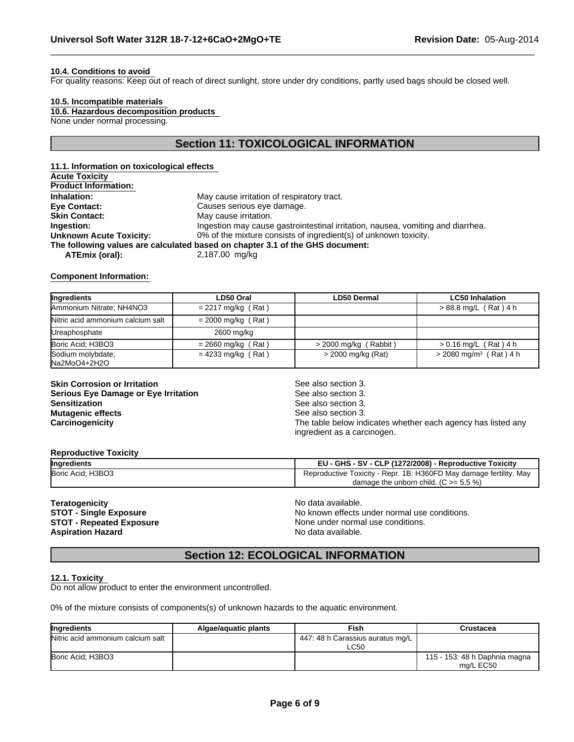#### 10.4. Conditions to avoid

For quality reasons: Keep out of reach of direct sunlight, store under dry conditions, partly used bags should be closed well.

#### 10.5. Incompatible materials

#### 10.6. Hazardous decomposition products

None under normal processing.

## Section 11: TOXICOLOGICAL INFORMATION

#### 11.1. Information on toxicological effects

**Acute Toxicity**

**Product Information:**

**Inhalation:** May cause irritation of respiratory tract.
**Eye Contact:** Causes serious eye damage.
**Skin Contact:** May cause irritation.
**Ingestion:** Ingestion may cause gastrointestinal irritation, nausea, vomiting and diarrhea.
**Unknown Acute Toxicity:** 0% of the mixture consists of ingredient(s) of unknown toxicity.

**The following values are calculated based on chapter 3.1 of the GHS document:**

**ATEmix (oral):** 2,187.00 mg/kg

**Component Information:**

| Ingredients | LD50 Oral | LD50 Dermal | LC50 Inhalation |
|---|---|---|---|
| Ammonium Nitrate; NH4NO3 | = 2217 mg/kg ( Rat ) | | > 88.8 mg/L ( Rat ) 4 h |
| Nitric acid ammonium calcium salt | = 2000 mg/kg ( Rat ) | | |
| Ureaphosphate | 2600 mg/kg | | |
| Boric Acid; H3BO3 | = 2660 mg/kg ( Rat ) | > 2000 mg/kg ( Rabbit ) | > 0.16 mg/L ( Rat ) 4 h |
| Sodium molybdate; Na2MoO4+2H2O | = 4233 mg/kg ( Rat ) | > 2000 mg/kg (Rat) | > 2080 mg/m³ ( Rat ) 4 h |

**Skin Corrosion or Irritation** See also section 3.
**Serious Eye Damage or Eye Irritation** See also section 3.
**Sensitization** See also section 3.
**Mutagenic effects** See also section 3.
**Carcinogenicity** The table below indicates whether each agency has listed any ingredient as a carcinogen.

**Reproductive Toxicity**

| Ingredients | EU - GHS - SV - CLP (1272/2008) - Reproductive Toxicity |
|---|---|
| Boric Acid; H3BO3 | Reproductive Toxicity - Repr. 1B: H360FD May damage fertility. May damage the unborn child. (C >= 5.5 %) |

**Teratogenicity** No data available.
**STOT - Single Exposure** No known effects under normal use conditions.
**STOT - Repeated Exposure** None under normal use conditions.
**Aspiration Hazard** No data available.

## Section 12: ECOLOGICAL INFORMATION

#### 12.1. Toxicity

Do not allow product to enter the environment uncontrolled.

0% of the mixture consists of components(s) of unknown hazards to the aquatic environment.

| Ingredients | Algae/aquatic plants | Fish | Crustacea |
|---|---|---|---|
| Nitric acid ammonium calcium salt | | 447: 48 h Carassius auratus mg/L LC50 | |
| Boric Acid; H3BO3 | | | 115 - 153: 48 h Daphnia magna mg/L EC50 |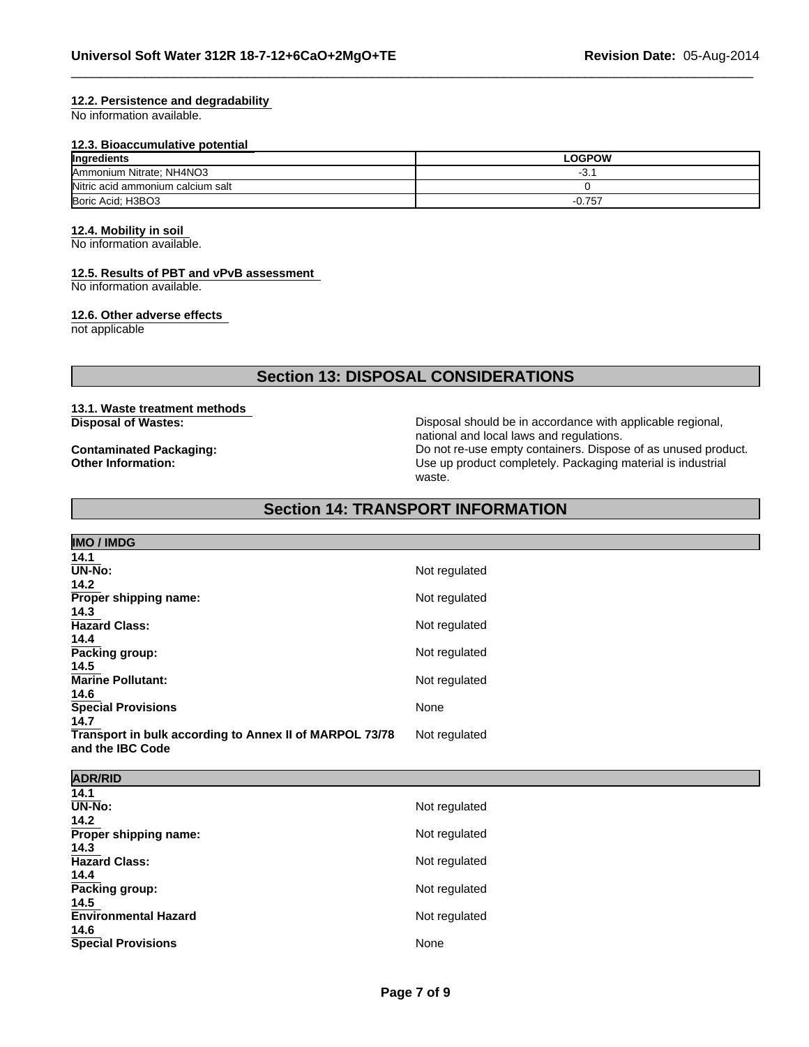#### 12.2. Persistence and degradability

No information available.

#### 12.3. Bioaccumulative potential

| Ingredients | LOGPOW |
| --- | --- |
| Ammonium Nitrate; NH4NO3 | -3.1 |
| Nitric acid ammonium calcium salt | 0 |
| Boric Acid; H3BO3 | -0.757 |

#### 12.4. Mobility in soil

No information available.

#### 12.5. Results of PBT and vPvB assessment

No information available.

#### 12.6. Other adverse effects

not applicable

## Section 13: DISPOSAL CONSIDERATIONS

#### 13.1. Waste treatment methods

**Disposal of Wastes:** Disposal should be in accordance with applicable regional, national and local laws and regulations.

**Contaminated Packaging:** Do not re-use empty containers. Dispose of as unused product.

**Other Information:** Use up product completely. Packaging material is industrial waste.

## Section 14: TRANSPORT INFORMATION

**IMO / IMDG**

**14.1**
**UN-No:** Not regulated

**14.2**
**Proper shipping name:** Not regulated

**14.3**
**Hazard Class:** Not regulated

**14.4**
**Packing group:** Not regulated

**14.5**
**Marine Pollutant:** Not regulated

**14.6**
**Special Provisions** None

**14.7**
**Transport in bulk according to Annex II of MARPOL 73/78 and the IBC Code** Not regulated

**ADR/RID**

**14.1**
**UN-No:** Not regulated

**14.2**
**Proper shipping name:** Not regulated

**14.3**
**Hazard Class:** Not regulated

**14.4**
**Packing group:** Not regulated

**14.5**
**Environmental Hazard** Not regulated

**14.6**
**Special Provisions** None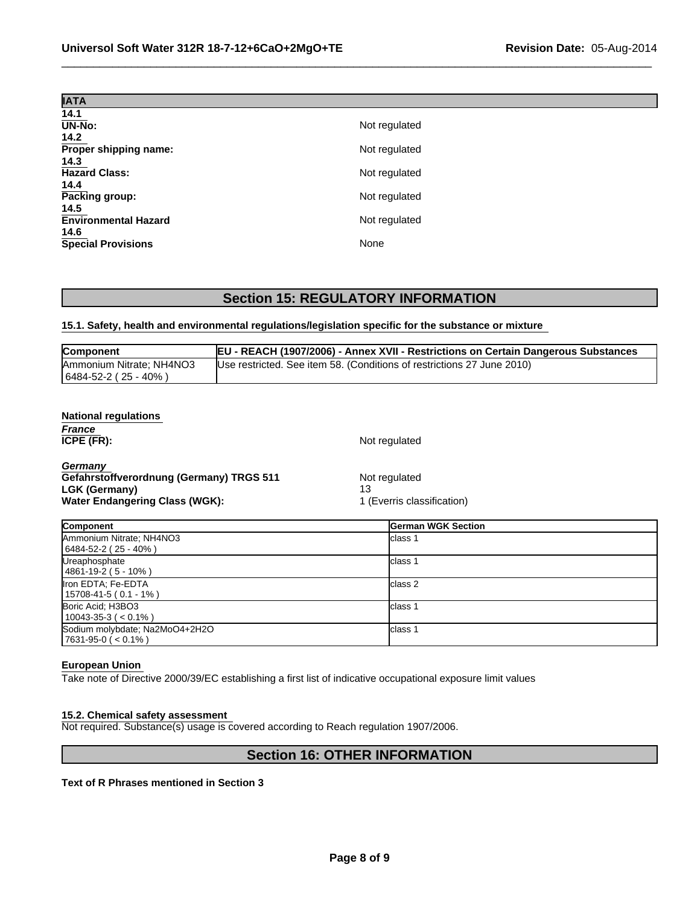| IATA | |
|---|---|
| **14.1 UN-No:** | Not regulated |
| **14.2 Proper shipping name:** | Not regulated |
| **14.3 Hazard Class:** | Not regulated |
| **14.4 Packing group:** | Not regulated |
| **14.5 Environmental Hazard** | Not regulated |
| **14.6 Special Provisions** | None |

## Section 15: REGULATORY INFORMATION

### 15.1. Safety, health and environmental regulations/legislation specific for the substance or mixture

| Component | EU - REACH (1907/2006) - Annex XVII - Restrictions on Certain Dangerous Substances |
|---|---|
| Ammonium Nitrate; $NH_4NO_3$ 6484-52-2 ( 25 - 40% ) | Use restricted. See item 58. (Conditions of restrictions 27 June 2010) |

**National regulations**

***France***

**ICPE (FR):** Not regulated

***Germany***

**Gefahrstoffverordnung (Germany) TRGS 511** Not regulated
**LGK (Germany)** 13
**Water Endangering Class (WGK):** 1 (Everris classification)

| Component | German WGK Section |
|---|---|
| Ammonium Nitrate; $NH_4NO_3$ 6484-52-2 ( 25 - 40% ) | class 1 |
| Ureaphosphate 4861-19-2 ( 5 - 10% ) | class 1 |
| Iron EDTA; Fe-EDTA 15708-41-5 ( 0.1 - 1% ) | class 2 |
| Boric Acid; $H_3BO_3$ 10043-35-3 ( < 0.1% ) | class 1 |
| Sodium molybdate; $Na_2MoO_4+2H_2O$ 7631-95-0 ( < 0.1% ) | class 1 |

**European Union**

Take note of Directive 2000/39/EC establishing a first list of indicative occupational exposure limit values

### 15.2. Chemical safety assessment

Not required. Substance(s) usage is covered according to Reach regulation 1907/2006.

## Section 16: OTHER INFORMATION

**Text of R Phrases mentioned in Section 3**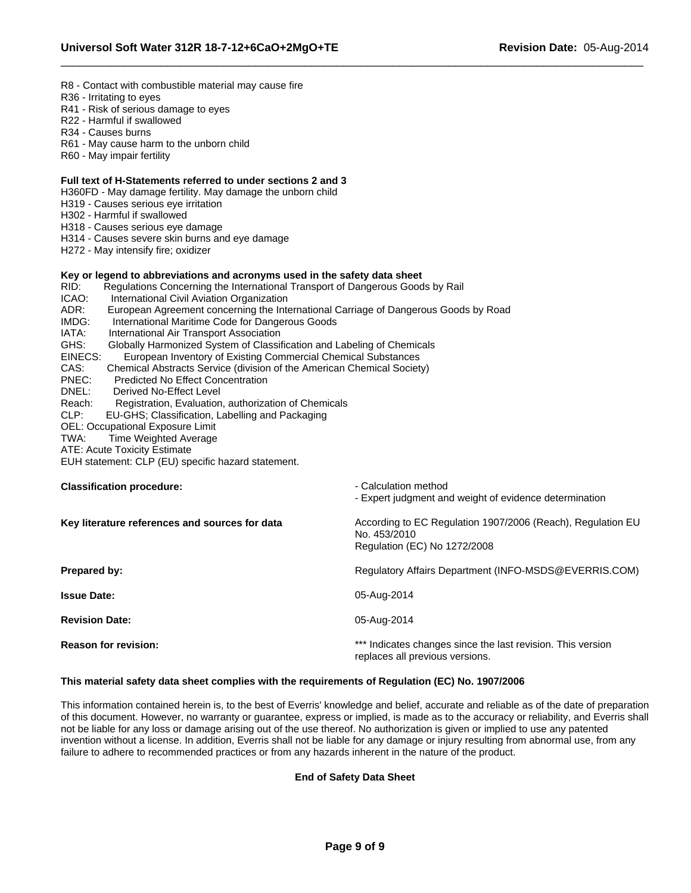R8 - Contact with combustible material may cause fire
R36 - Irritating to eyes
R41 - Risk of serious damage to eyes
R22 - Harmful if swallowed
R34 - Causes burns
R61 - May cause harm to the unborn child
R60 - May impair fertility

**Full text of H-Statements referred to under sections 2 and 3**

H360FD - May damage fertility. May damage the unborn child
H319 - Causes serious eye irritation
H302 - Harmful if swallowed
H318 - Causes serious eye damage
H314 - Causes severe skin burns and eye damage
H272 - May intensify fire; oxidizer

**Key or legend to abbreviations and acronyms used in the safety data sheet**

RID: Regulations Concerning the International Transport of Dangerous Goods by Rail
ICAO: International Civil Aviation Organization
ADR: European Agreement concerning the International Carriage of Dangerous Goods by Road
IMDG: International Maritime Code for Dangerous Goods
IATA: International Air Transport Association
GHS: Globally Harmonized System of Classification and Labeling of Chemicals
EINECS: European Inventory of Existing Commercial Chemical Substances
CAS: Chemical Abstracts Service (division of the American Chemical Society)
PNEC: Predicted No Effect Concentration
DNEL: Derived No-Effect Level
Reach: Registration, Evaluation, authorization of Chemicals
CLP: EU-GHS; Classification, Labelling and Packaging
OEL: Occupational Exposure Limit
TWA: Time Weighted Average
ATE: Acute Toxicity Estimate
EUH statement: CLP (EU) specific hazard statement.

**Classification procedure:** - Calculation method
- Expert judgment and weight of evidence determination

**Key literature references and sources for data** According to EC Regulation 1907/2006 (Reach), Regulation EU No. 453/2010
Regulation (EC) No 1272/2008

**Prepared by:** Regulatory Affairs Department (INFO-MSDS@EVERRIS.COM)

**Issue Date:** 05-Aug-2014

**Revision Date:** 05-Aug-2014

**Reason for revision:** *** Indicates changes since the last revision. This version replaces all previous versions.

**This material safety data sheet complies with the requirements of Regulation (EC) No. 1907/2006**

This information contained herein is, to the best of Everris' knowledge and belief, accurate and reliable as of the date of preparation of this document. However, no warranty or guarantee, express or implied, is made as to the accuracy or reliability, and Everris shall not be liable for any loss or damage arising out of the use thereof. No authorization is given or implied to use any patented invention without a license. In addition, Everris shall not be liable for any damage or injury resulting from abnormal use, from any failure to adhere to recommended practices or from any hazards inherent in the nature of the product.

**End of Safety Data Sheet**